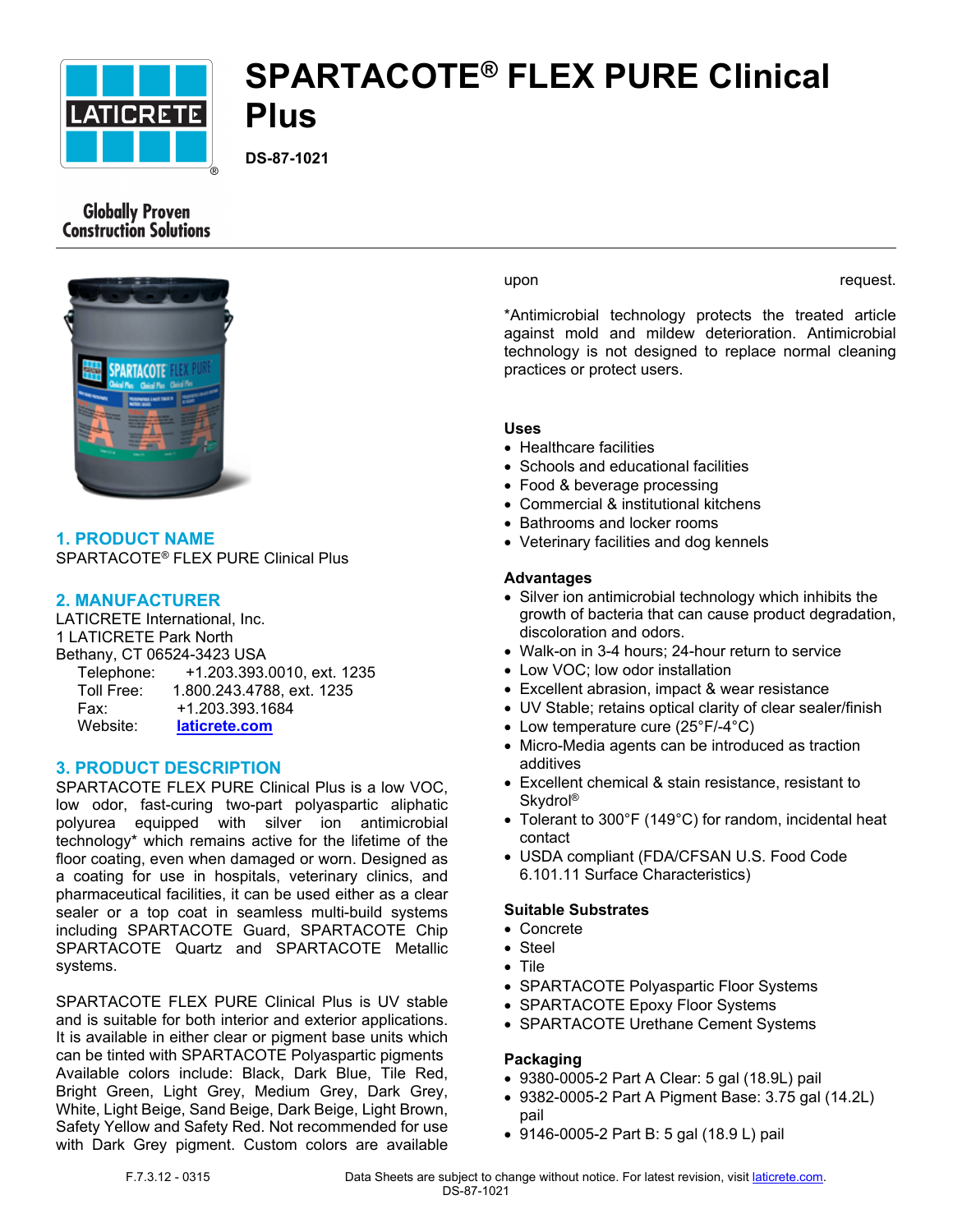# SPARTACOTE® FLEX PURE Clinical Plus

**DS-87-1021**

Globally Proven Construction Solutions

## 1. PRODUCT NAME

SPARTACOTE® FLEX PURE Clinical Plus

## 2. MANUFACTURER

LATICRETE International, Inc.
1 LATICRETE Park North
Bethany, CT 06524-3423 USA

Telephone: +1.203.393.0010, ext. 1235
Toll Free: 1.800.243.4788, ext. 1235
Fax: +1.203.393.1684
Website: **laticrete.com**

## 3. PRODUCT DESCRIPTION

SPARTACOTE FLEX PURE Clinical Plus is a low VOC, low odor, fast-curing two-part polyaspartic aliphatic polyurea equipped with silver ion antimicrobial technology* which remains active for the lifetime of the floor coating, even when damaged or worn. Designed as a coating for use in hospitals, veterinary clinics, and pharmaceutical facilities, it can be used either as a clear sealer or a top coat in seamless multi-build systems including SPARTACOTE Guard, SPARTACOTE Chip SPARTACOTE Quartz and SPARTACOTE Metallic systems.

SPARTACOTE FLEX PURE Clinical Plus is UV stable and is suitable for both interior and exterior applications. It is available in either clear or pigment base units which can be tinted with SPARTACOTE Polyaspartic pigments Available colors include: Black, Dark Blue, Tile Red, Bright Green, Light Grey, Medium Grey, Dark Grey, White, Light Beige, Sand Beige, Dark Beige, Light Brown, Safety Yellow and Safety Red. Not recommended for use with Dark Grey pigment. Custom colors are available upon request.

*Antimicrobial technology protects the treated article against mold and mildew deterioration. Antimicrobial technology is not designed to replace normal cleaning practices or protect users.

### Uses

- Healthcare facilities
- Schools and educational facilities
- Food & beverage processing
- Commercial & institutional kitchens
- Bathrooms and locker rooms
- Veterinary facilities and dog kennels

### Advantages

- Silver ion antimicrobial technology which inhibits the growth of bacteria that can cause product degradation, discoloration and odors.
- Walk-on in 3-4 hours; 24-hour return to service
- Low VOC; low odor installation
- Excellent abrasion, impact & wear resistance
- UV Stable; retains optical clarity of clear sealer/finish
- Low temperature cure (25°F/-4°C)
- Micro-Media agents can be introduced as traction additives
- Excellent chemical & stain resistance, resistant to Skydrol®
- Tolerant to 300°F (149°C) for random, incidental heat contact
- USDA compliant (FDA/CFSAN U.S. Food Code 6.101.11 Surface Characteristics)

### Suitable Substrates

- Concrete
- Steel
- Tile
- SPARTACOTE Polyaspartic Floor Systems
- SPARTACOTE Epoxy Floor Systems
- SPARTACOTE Urethane Cement Systems

### Packaging

- 9380-0005-2 Part A Clear: 5 gal (18.9L) pail
- 9382-0005-2 Part A Pigment Base: 3.75 gal (14.2L) pail
- 9146-0005-2 Part B: 5 gal (18.9 L) pail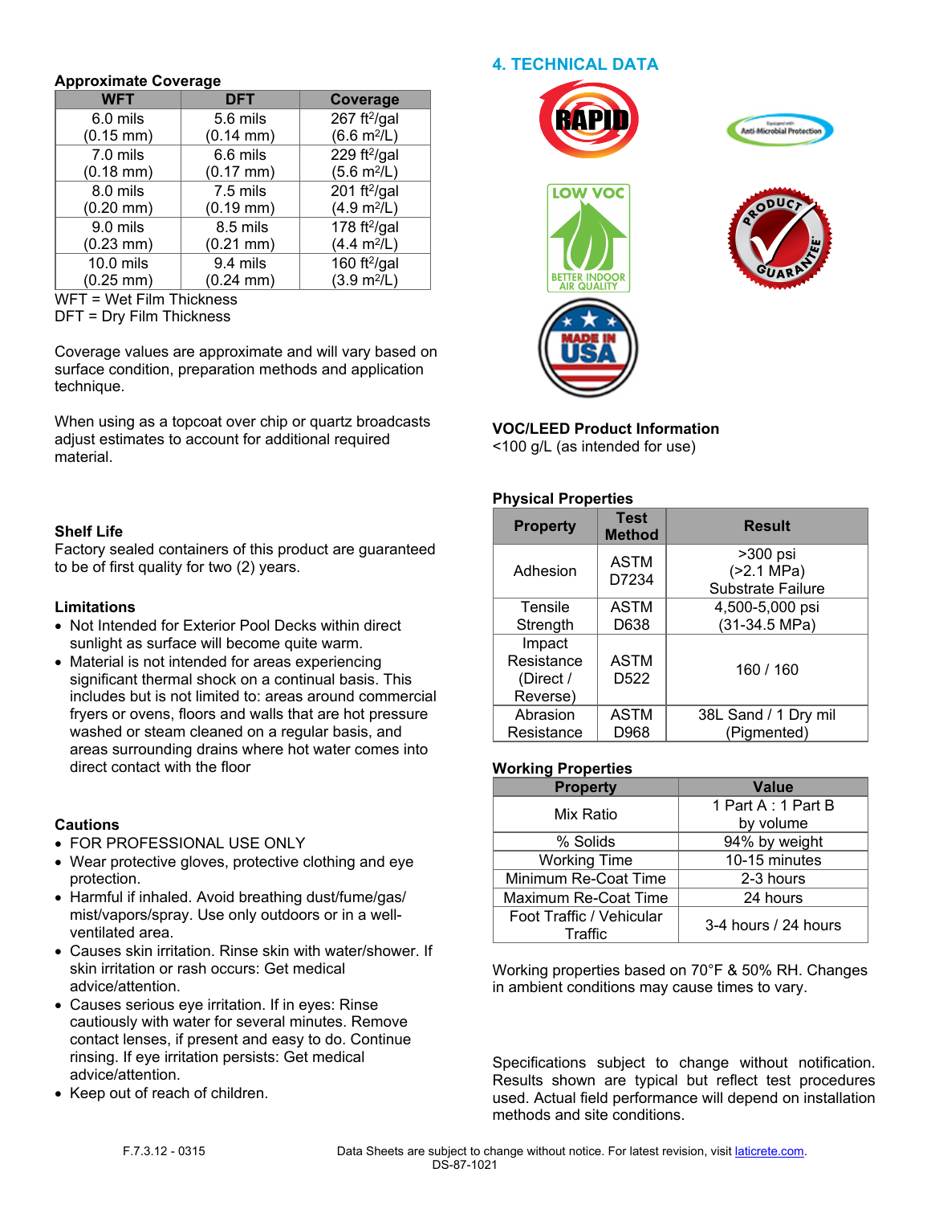**Approximate Coverage**

| WFT | DFT | Coverage |
|---|---|---|
| 6.0 mils (0.15 mm) | 5.6 mils (0.14 mm) | 267 ft²/gal (6.6 m²/L) |
| 7.0 mils (0.18 mm) | 6.6 mils (0.17 mm) | 229 ft²/gal (5.6 m²/L) |
| 8.0 mils (0.20 mm) | 7.5 mils (0.19 mm) | 201 ft²/gal (4.9 m²/L) |
| 9.0 mils (0.23 mm) | 8.5 mils (0.21 mm) | 178 ft²/gal (4.4 m²/L) |
| 10.0 mils (0.25 mm) | 9.4 mils (0.24 mm) | 160 ft²/gal (3.9 m²/L) |

WFT = Wet Film Thickness
DFT = Dry Film Thickness

Coverage values are approximate and will vary based on surface condition, preparation methods and application technique.

When using as a topcoat over chip or quartz broadcasts adjust estimates to account for additional required material.

**Shelf Life**
Factory sealed containers of this product are guaranteed to be of first quality for two (2) years.

**Limitations**

- Not Intended for Exterior Pool Decks within direct sunlight as surface will become quite warm.
- Material is not intended for areas experiencing significant thermal shock on a continual basis. This includes but is not limited to: areas around commercial fryers or ovens, floors and walls that are hot pressure washed or steam cleaned on a regular basis, and areas surrounding drains where hot water comes into direct contact with the floor

**Cautions**

- FOR PROFESSIONAL USE ONLY
- Wear protective gloves, protective clothing and eye protection.
- Harmful if inhaled. Avoid breathing dust/fume/gas/ mist/vapors/spray. Use only outdoors or in a well-ventilated area.
- Causes skin irritation. Rinse skin with water/shower. If skin irritation or rash occurs: Get medical advice/attention.
- Causes serious eye irritation. If in eyes: Rinse cautiously with water for several minutes. Remove contact lenses, if present and easy to do. Continue rinsing. If eye irritation persists: Get medical advice/attention.
- Keep out of reach of children.

## 4. TECHNICAL DATA

**VOC/LEED Product Information**
<100 g/L (as intended for use)

**Physical Properties**

| Property | Test Method | Result |
|---|---|---|
| Adhesion | ASTM D7234 | >300 psi (>2.1 MPa) Substrate Failure |
| Tensile Strength | ASTM D638 | 4,500-5,000 psi (31-34.5 MPa) |
| Impact Resistance (Direct / Reverse) | ASTM D522 | 160 / 160 |
| Abrasion Resistance | ASTM D968 | 38L Sand / 1 Dry mil (Pigmented) |

**Working Properties**

| Property | Value |
|---|---|
| Mix Ratio | 1 Part A : 1 Part B by volume |
| % Solids | 94% by weight |
| Working Time | 10-15 minutes |
| Minimum Re-Coat Time | 2-3 hours |
| Maximum Re-Coat Time | 24 hours |
| Foot Traffic / Vehicular Traffic | 3-4 hours / 24 hours |

Working properties based on 70°F & 50% RH. Changes in ambient conditions may cause times to vary.

Specifications subject to change without notification. Results shown are typical but reflect test procedures used. Actual field performance will depend on installation methods and site conditions.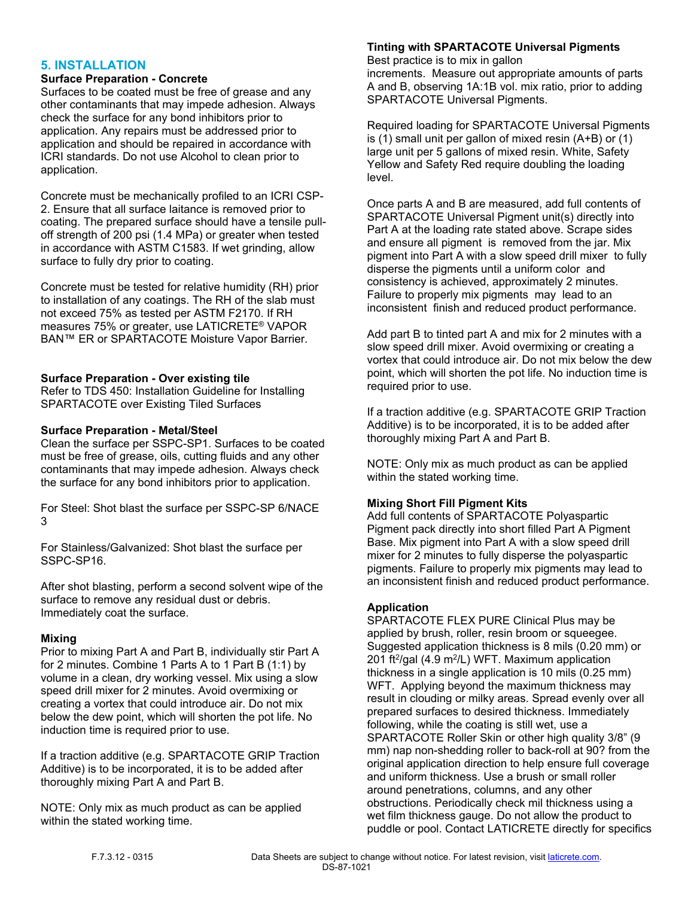## 5. INSTALLATION

### Surface Preparation - Concrete

Surfaces to be coated must be free of grease and any other contaminants that may impede adhesion. Always check the surface for any bond inhibitors prior to application. Any repairs must be addressed prior to application and should be repaired in accordance with ICRI standards. Do not use Alcohol to clean prior to application.

Concrete must be mechanically profiled to an ICRI CSP-2. Ensure that all surface laitance is removed prior to coating. The prepared surface should have a tensile pull-off strength of 200 psi (1.4 MPa) or greater when tested in accordance with ASTM C1583. If wet grinding, allow surface to fully dry prior to coating.

Concrete must be tested for relative humidity (RH) prior to installation of any coatings. The RH of the slab must not exceed 75% as tested per ASTM F2170. If RH measures 75% or greater, use LATICRETE® VAPOR BAN™ ER or SPARTACOTE Moisture Vapor Barrier.

### Surface Preparation - Over existing tile

Refer to TDS 450: Installation Guideline for Installing SPARTACOTE over Existing Tiled Surfaces

### Surface Preparation - Metal/Steel

Clean the surface per SSPC-SP1. Surfaces to be coated must be free of grease, oils, cutting fluids and any other contaminants that may impede adhesion. Always check the surface for any bond inhibitors prior to application.

For Steel: Shot blast the surface per SSPC-SP 6/NACE 3

For Stainless/Galvanized: Shot blast the surface per SSPC-SP16.

After shot blasting, perform a second solvent wipe of the surface to remove any residual dust or debris. Immediately coat the surface.

### Mixing

Prior to mixing Part A and Part B, individually stir Part A for 2 minutes. Combine 1 Parts A to 1 Part B (1:1) by volume in a clean, dry working vessel. Mix using a slow speed drill mixer for 2 minutes. Avoid overmixing or creating a vortex that could introduce air. Do not mix below the dew point, which will shorten the pot life. No induction time is required prior to use.

If a traction additive (e.g. SPARTACOTE GRIP Traction Additive) is to be incorporated, it is to be added after thoroughly mixing Part A and Part B.

NOTE: Only mix as much product as can be applied within the stated working time.

### Tinting with SPARTACOTE Universal Pigments

Best practice is to mix in gallon increments. Measure out appropriate amounts of parts A and B, observing 1A:1B vol. mix ratio, prior to adding SPARTACOTE Universal Pigments.

Required loading for SPARTACOTE Universal Pigments is (1) small unit per gallon of mixed resin (A+B) or (1) large unit per 5 gallons of mixed resin. White, Safety Yellow and Safety Red require doubling the loading level.

Once parts A and B are measured, add full contents of SPARTACOTE Universal Pigment unit(s) directly into Part A at the loading rate stated above. Scrape sides and ensure all pigment is removed from the jar. Mix pigment into Part A with a slow speed drill mixer to fully disperse the pigments until a uniform color and consistency is achieved, approximately 2 minutes. Failure to properly mix pigments may lead to an inconsistent finish and reduced product performance.

Add part B to tinted part A and mix for 2 minutes with a slow speed drill mixer. Avoid overmixing or creating a vortex that could introduce air. Do not mix below the dew point, which will shorten the pot life. No induction time is required prior to use.

If a traction additive (e.g. SPARTACOTE GRIP Traction Additive) is to be incorporated, it is to be added after thoroughly mixing Part A and Part B.

NOTE: Only mix as much product as can be applied within the stated working time.

### Mixing Short Fill Pigment Kits

Add full contents of SPARTACOTE Polyaspartic Pigment pack directly into short filled Part A Pigment Base. Mix pigment into Part A with a slow speed drill mixer for 2 minutes to fully disperse the polyaspartic pigments. Failure to properly mix pigments may lead to an inconsistent finish and reduced product performance.

### Application

SPARTACOTE FLEX PURE Clinical Plus may be applied by brush, roller, resin broom or squeegee. Suggested application thickness is 8 mils (0.20 mm) or 201 ft$^2$/gal (4.9 m$^2$/L) WFT. Maximum application thickness in a single application is 10 mils (0.25 mm) WFT. Applying beyond the maximum thickness may result in clouding or milky areas. Spread evenly over all prepared surfaces to desired thickness. Immediately following, while the coating is still wet, use a SPARTACOTE Roller Skin or other high quality 3/8" (9 mm) nap non-shedding roller to back-roll at 90? from the original application direction to help ensure full coverage and uniform thickness. Use a brush or small roller around penetrations, columns, and any other obstructions. Periodically check mil thickness using a wet film thickness gauge. Do not allow the product to puddle or pool. Contact LATICRETE directly for specifics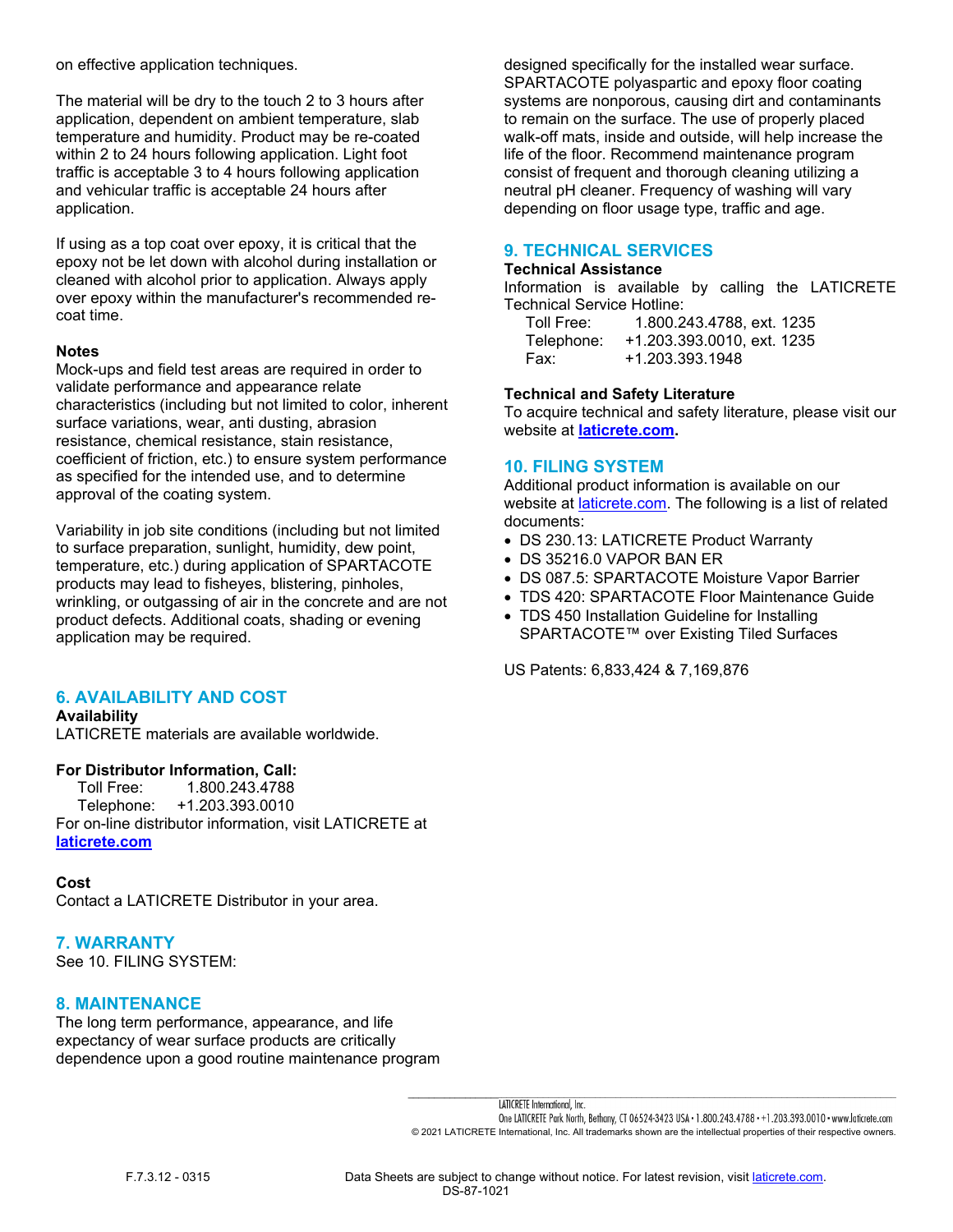on effective application techniques.

The material will be dry to the touch 2 to 3 hours after application, dependent on ambient temperature, slab temperature and humidity. Product may be re-coated within 2 to 24 hours following application. Light foot traffic is acceptable 3 to 4 hours following application and vehicular traffic is acceptable 24 hours after application.

If using as a top coat over epoxy, it is critical that the epoxy not be let down with alcohol during installation or cleaned with alcohol prior to application. Always apply over epoxy within the manufacturer's recommended re-coat time.

**Notes**

Mock-ups and field test areas are required in order to validate performance and appearance relate characteristics (including but not limited to color, inherent surface variations, wear, anti dusting, abrasion resistance, chemical resistance, stain resistance, coefficient of friction, etc.) to ensure system performance as specified for the intended use, and to determine approval of the coating system.

Variability in job site conditions (including but not limited to surface preparation, sunlight, humidity, dew point, temperature, etc.) during application of SPARTACOTE products may lead to fisheyes, blistering, pinholes, wrinkling, or outgassing of air in the concrete and are not product defects. Additional coats, shading or evening application may be required.

## 6. AVAILABILITY AND COST

**Availability**

LATICRETE materials are available worldwide.

**For Distributor Information, Call:**

Toll Free: 1.800.243.4788
Telephone: +1.203.393.0010

For on-line distributor information, visit LATICRETE at **laticrete.com**

**Cost**

Contact a LATICRETE Distributor in your area.

## 7. WARRANTY

See 10. FILING SYSTEM:

## 8. MAINTENANCE

The long term performance, appearance, and life expectancy of wear surface products are critically dependence upon a good routine maintenance program designed specifically for the installed wear surface. SPARTACOTE polyaspartic and epoxy floor coating systems are nonporous, causing dirt and contaminants to remain on the surface. The use of properly placed walk-off mats, inside and outside, will help increase the life of the floor. Recommend maintenance program consist of frequent and thorough cleaning utilizing a neutral pH cleaner. Frequency of washing will vary depending on floor usage type, traffic and age.

## 9. TECHNICAL SERVICES

**Technical Assistance**

Information is available by calling the LATICRETE Technical Service Hotline:

Toll Free: 1.800.243.4788, ext. 1235
Telephone: +1.203.393.0010, ext. 1235
Fax: +1.203.393.1948

**Technical and Safety Literature**

To acquire technical and safety literature, please visit our website at **laticrete.com.**

## 10. FILING SYSTEM

Additional product information is available on our website at laticrete.com. The following is a list of related documents:

- DS 230.13: LATICRETE Product Warranty
- DS 35216.0 VAPOR BAN ER
- DS 087.5: SPARTACOTE Moisture Vapor Barrier
- TDS 420: SPARTACOTE Floor Maintenance Guide
- TDS 450 Installation Guideline for Installing SPARTACOTE™ over Existing Tiled Surfaces

US Patents: 6,833,424 & 7,169,876

LATICRETE International, Inc.
One LATICRETE Park North, Bethany, CT 06524-3423 USA • 1.800.243.4788 • +1.203.393.0010 • www.laticrete.com
© 2021 LATICRETE International, Inc. All trademarks shown are the intellectual properties of their respective owners.

F.7.3.12 - 0315

Data Sheets are subject to change without notice. For latest revision, visit laticrete.com.
DS-87-1021